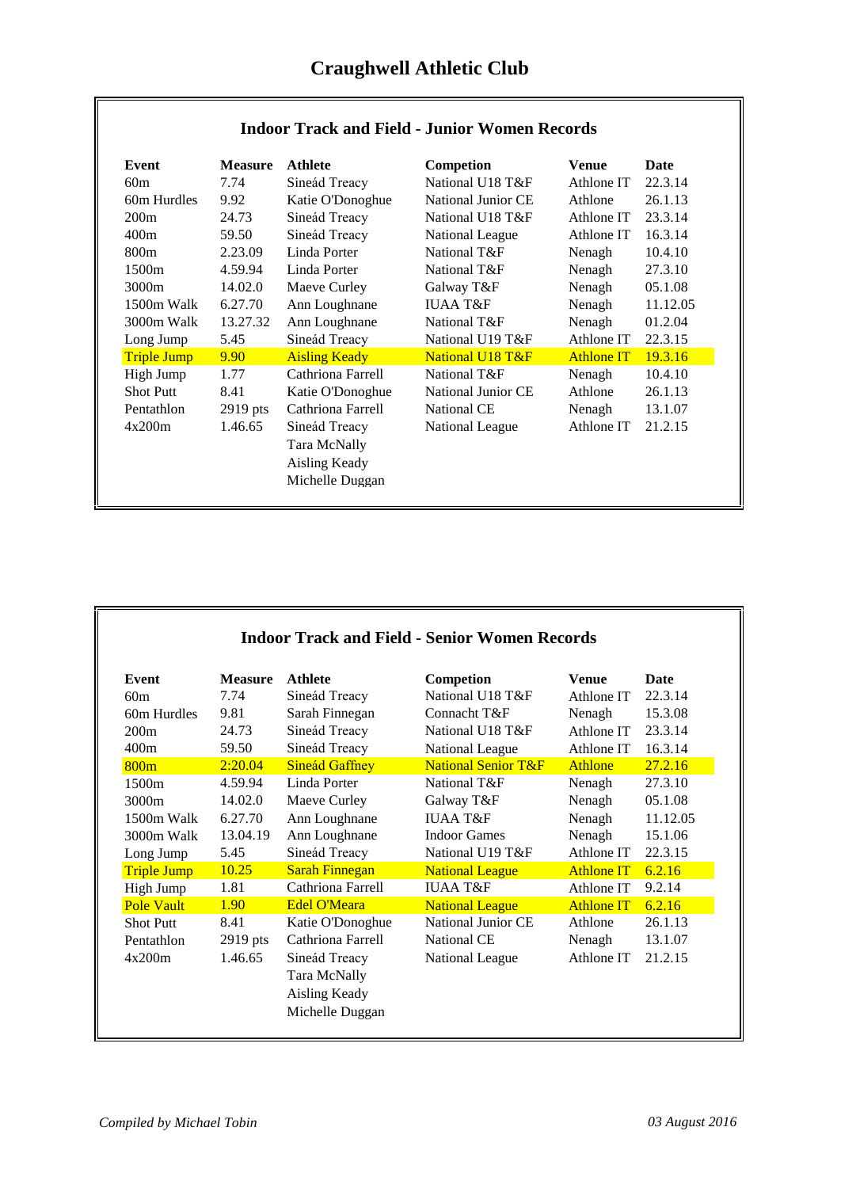# Craughwell Athletic Club

## Indoor Track and Field - Junior Women Records

| Event | Measure | Athlete | Competion | Venue | Date |
|---|---|---|---|---|---|
| 60m | 7.74 | Sineád Treacy | National U18 T&F | Athlone IT | 22.3.14 |
| 60m Hurdles | 9.92 | Katie O'Donoghue | National Junior CE | Athlone | 26.1.13 |
| 200m | 24.73 | Sineád Treacy | National U18 T&F | Athlone IT | 23.3.14 |
| 400m | 59.50 | Sineád Treacy | National League | Athlone IT | 16.3.14 |
| 800m | 2.23.09 | Linda Porter | National T&F | Nenagh | 10.4.10 |
| 1500m | 4.59.94 | Linda Porter | National T&F | Nenagh | 27.3.10 |
| 3000m | 14.02.0 | Maeve Curley | Galway T&F | Nenagh | 05.1.08 |
| 1500m Walk | 6.27.70 | Ann Loughnane | IUAA T&F | Nenagh | 11.12.05 |
| 3000m Walk | 13.27.32 | Ann Loughnane | National T&F | Nenagh | 01.2.04 |
| Long Jump | 5.45 | Sineád Treacy | National U19 T&F | Athlone IT | 22.3.15 |
| Triple Jump | 9.90 | Aisling Keady | National U18 T&F | Athlone IT | 19.3.16 |
| High Jump | 1.77 | Cathriona Farrell | National T&F | Nenagh | 10.4.10 |
| Shot Putt | 8.41 | Katie O'Donoghue | National Junior CE | Athlone | 26.1.13 |
| Pentathlon | 2919 pts | Cathriona Farrell | National CE | Nenagh | 13.1.07 |
| 4x200m | 1.46.65 | Sineád Treacy | National League | Athlone IT | 21.2.15 |
| | | Tara McNally | | | |
| | | Aisling Keady | | | |
| | | Michelle Duggan | | | |

## Indoor Track and Field - Senior Women Records

| Event | Measure | Athlete | Competion | Venue | Date |
|---|---|---|---|---|---|
| 60m | 7.74 | Sineád Treacy | National U18 T&F | Athlone IT | 22.3.14 |
| 60m Hurdles | 9.81 | Sarah Finnegan | Connacht T&F | Nenagh | 15.3.08 |
| 200m | 24.73 | Sineád Treacy | National U18 T&F | Athlone IT | 23.3.14 |
| 400m | 59.50 | Sineád Treacy | National League | Athlone IT | 16.3.14 |
| 800m | 2:20.04 | Sineád Gaffney | National Senior T&F | Athlone | 27.2.16 |
| 1500m | 4.59.94 | Linda Porter | National T&F | Nenagh | 27.3.10 |
| 3000m | 14.02.0 | Maeve Curley | Galway T&F | Nenagh | 05.1.08 |
| 1500m Walk | 6.27.70 | Ann Loughnane | IUAA T&F | Nenagh | 11.12.05 |
| 3000m Walk | 13.04.19 | Ann Loughnane | Indoor Games | Nenagh | 15.1.06 |
| Long Jump | 5.45 | Sineád Treacy | National U19 T&F | Athlone IT | 22.3.15 |
| Triple Jump | 10.25 | Sarah Finnegan | National League | Athlone IT | 6.2.16 |
| High Jump | 1.81 | Cathriona Farrell | IUAA T&F | Athlone IT | 9.2.14 |
| Pole Vault | 1.90 | Edel O'Meara | National League | Athlone IT | 6.2.16 |
| Shot Putt | 8.41 | Katie O'Donoghue | National Junior CE | Athlone | 26.1.13 |
| Pentathlon | 2919 pts | Cathriona Farrell | National CE | Nenagh | 13.1.07 |
| 4x200m | 1.46.65 | Sineád Treacy | National League | Athlone IT | 21.2.15 |
| | | Tara McNally | | | |
| | | Aisling Keady | | | |
| | | Michelle Duggan | | | |

*Compiled by Michael Tobin* *03 August 2016*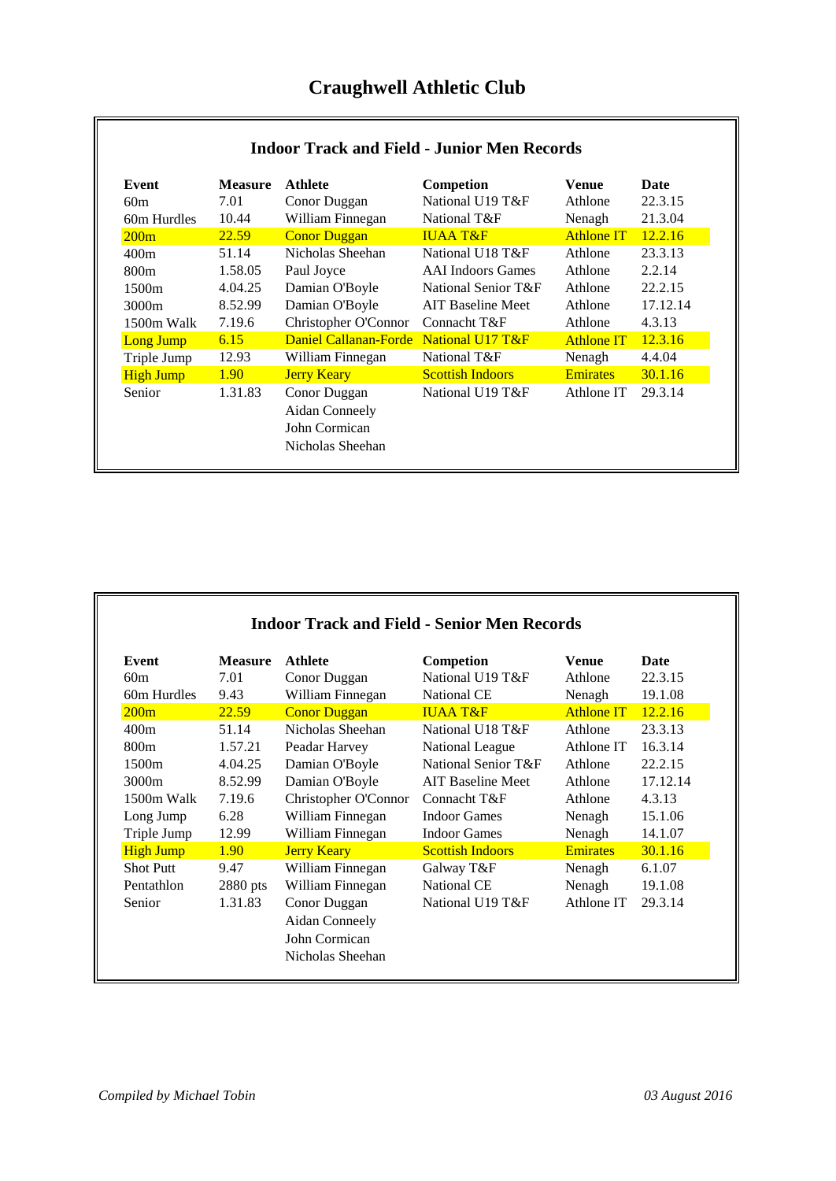# Craughwell Athletic Club

## Indoor Track and Field - Junior Men Records

| Event | Measure | Athlete | Competion | Venue | Date |
|---|---|---|---|---|---|
| 60m | 7.01 | Conor Duggan | National U19 T&F | Athlone | 22.3.15 |
| 60m Hurdles | 10.44 | William Finnegan | National T&F | Nenagh | 21.3.04 |
| 200m | 22.59 | Conor Duggan | IUAA T&F | Athlone IT | 12.2.16 |
| 400m | 51.14 | Nicholas Sheehan | National U18 T&F | Athlone | 23.3.13 |
| 800m | 1.58.05 | Paul Joyce | AAI Indoors Games | Athlone | 2.2.14 |
| 1500m | 4.04.25 | Damian O'Boyle | National Senior T&F | Athlone | 22.2.15 |
| 3000m | 8.52.99 | Damian O'Boyle | AIT Baseline Meet | Athlone | 17.12.14 |
| 1500m Walk | 7.19.6 | Christopher O'Connor | Connacht T&F | Athlone | 4.3.13 |
| Long Jump | 6.15 | Daniel Callanan-Forde | National U17 T&F | Athlone IT | 12.3.16 |
| Triple Jump | 12.93 | William Finnegan | National T&F | Nenagh | 4.4.04 |
| High Jump | 1.90 | Jerry Keary | Scottish Indoors | Emirates | 30.1.16 |
| Senior | 1.31.83 | Conor Duggan<br>Aidan Conneely<br>John Cormican<br>Nicholas Sheehan | National U19 T&F | Athlone IT | 29.3.14 |

## Indoor Track and Field - Senior Men Records

| Event | Measure | Athlete | Competion | Venue | Date |
|---|---|---|---|---|---|
| 60m | 7.01 | Conor Duggan | National U19 T&F | Athlone | 22.3.15 |
| 60m Hurdles | 9.43 | William Finnegan | National CE | Nenagh | 19.1.08 |
| 200m | 22.59 | Conor Duggan | IUAA T&F | Athlone IT | 12.2.16 |
| 400m | 51.14 | Nicholas Sheehan | National U18 T&F | Athlone | 23.3.13 |
| 800m | 1.57.21 | Peadar Harvey | National League | Athlone IT | 16.3.14 |
| 1500m | 4.04.25 | Damian O'Boyle | National Senior T&F | Athlone | 22.2.15 |
| 3000m | 8.52.99 | Damian O'Boyle | AIT Baseline Meet | Athlone | 17.12.14 |
| 1500m Walk | 7.19.6 | Christopher O'Connor | Connacht T&F | Athlone | 4.3.13 |
| Long Jump | 6.28 | William Finnegan | Indoor Games | Nenagh | 15.1.06 |
| Triple Jump | 12.99 | William Finnegan | Indoor Games | Nenagh | 14.1.07 |
| High Jump | 1.90 | Jerry Keary | Scottish Indoors | Emirates | 30.1.16 |
| Shot Putt | 9.47 | William Finnegan | Galway T&F | Nenagh | 6.1.07 |
| Pentathlon | 2880 pts | William Finnegan | National CE | Nenagh | 19.1.08 |
| Senior | 1.31.83 | Conor Duggan<br>Aidan Conneely<br>John Cormican<br>Nicholas Sheehan | National U19 T&F | Athlone IT | 29.3.14 |

*Compiled by Michael Tobin* *03 August 2016*